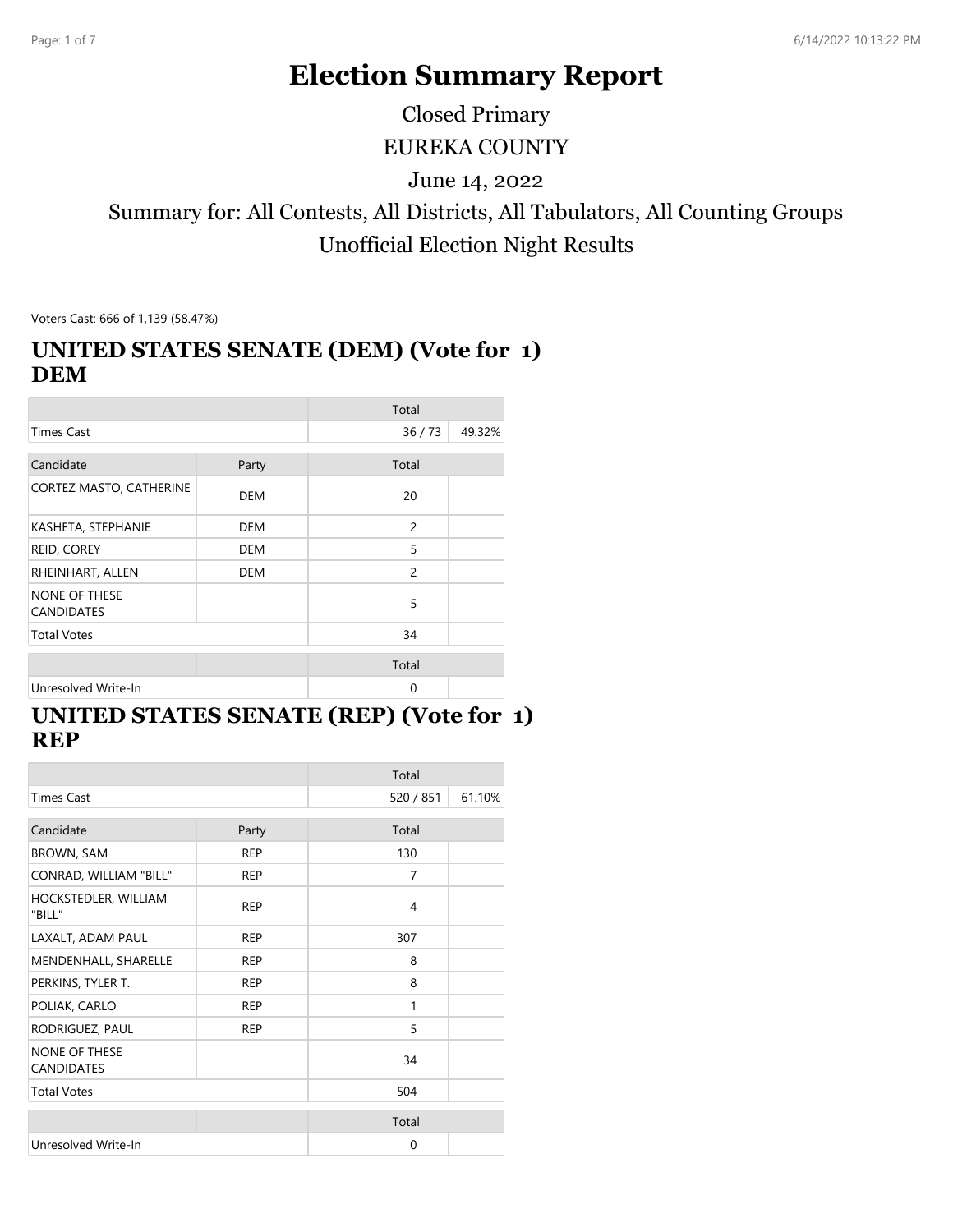# Election Summary Report

Closed Primary

EUREKA COUNTY

June 14, 2022

Summary for: All Contests, All Districts, All Tabulators, All Counting Groups

Unofficial Election Night Results

Voters Cast: 666 of 1,139 (58.47%)

## UNITED STATES SENATE (DEM) (Vote for 1) DEM

| | | Total | |
|---|---|---|---|
| Times Cast | | 36 / 73 | 49.32% |

| Candidate | Party | Total | |
|---|---|---|---|
| CORTEZ MASTO, CATHERINE | DEM | 20 | |
| KASHETA, STEPHANIE | DEM | 2 | |
| REID, COREY | DEM | 5 | |
| RHEINHART, ALLEN | DEM | 2 | |
| NONE OF THESE CANDIDATES | | 5 | |
| Total Votes | | 34 | |

| | | Total | |
|---|---|---|---|
| Unresolved Write-In | | 0 | |

## UNITED STATES SENATE (REP) (Vote for 1) REP

| | | Total | |
|---|---|---|---|
| Times Cast | | 520 / 851 | 61.10% |

| Candidate | Party | Total | |
|---|---|---|---|
| BROWN, SAM | REP | 130 | |
| CONRAD, WILLIAM "BILL" | REP | 7 | |
| HOCKSTEDLER, WILLIAM "BILL" | REP | 4 | |
| LAXALT, ADAM PAUL | REP | 307 | |
| MENDENHALL, SHARELLE | REP | 8 | |
| PERKINS, TYLER T. | REP | 8 | |
| POLIAK, CARLO | REP | 1 | |
| RODRIGUEZ, PAUL | REP | 5 | |
| NONE OF THESE CANDIDATES | | 34 | |
| Total Votes | | 504 | |

| | | Total | |
|---|---|---|---|
| Unresolved Write-In | | 0 | |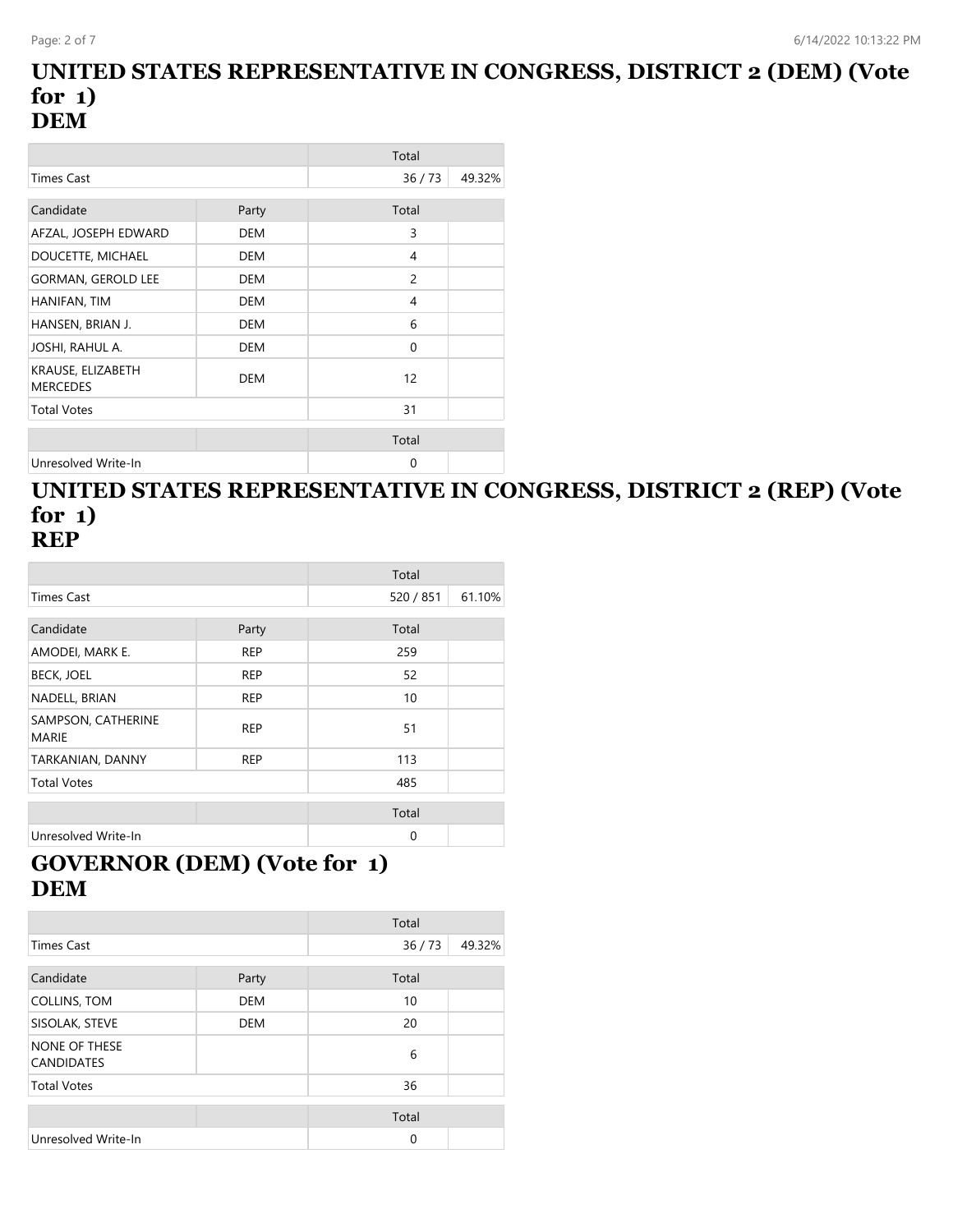## UNITED STATES REPRESENTATIVE IN CONGRESS, DISTRICT 2 (DEM) (Vote for 1)
## DEM

| | | Total | |
|---|---|---|---|
| Times Cast | | 36 / 73 | 49.32% |

| Candidate | Party | Total | |
|---|---|---|---|
| AFZAL, JOSEPH EDWARD | DEM | 3 | |
| DOUCETTE, MICHAEL | DEM | 4 | |
| GORMAN, GEROLD LEE | DEM | 2 | |
| HANIFAN, TIM | DEM | 4 | |
| HANSEN, BRIAN J. | DEM | 6 | |
| JOSHI, RAHUL A. | DEM | 0 | |
| KRAUSE, ELIZABETH MERCEDES | DEM | 12 | |
| Total Votes | | 31 | |

| | | Total | |
|---|---|---|---|
| Unresolved Write-In | | 0 | |

## UNITED STATES REPRESENTATIVE IN CONGRESS, DISTRICT 2 (REP) (Vote for 1)
## REP

| | | Total | |
|---|---|---|---|
| Times Cast | | 520 / 851 | 61.10% |

| Candidate | Party | Total | |
|---|---|---|---|
| AMODEI, MARK E. | REP | 259 | |
| BECK, JOEL | REP | 52 | |
| NADELL, BRIAN | REP | 10 | |
| SAMPSON, CATHERINE MARIE | REP | 51 | |
| TARKANIAN, DANNY | REP | 113 | |
| Total Votes | | 485 | |

| | | Total | |
|---|---|---|---|
| Unresolved Write-In | | 0 | |

## GOVERNOR (DEM) (Vote for 1)
## DEM

| | | Total | |
|---|---|---|---|
| Times Cast | | 36 / 73 | 49.32% |

| Candidate | Party | Total | |
|---|---|---|---|
| COLLINS, TOM | DEM | 10 | |
| SISOLAK, STEVE | DEM | 20 | |
| NONE OF THESE CANDIDATES | | 6 | |
| Total Votes | | 36 | |

| | | Total | |
|---|---|---|---|
| Unresolved Write-In | | 0 | |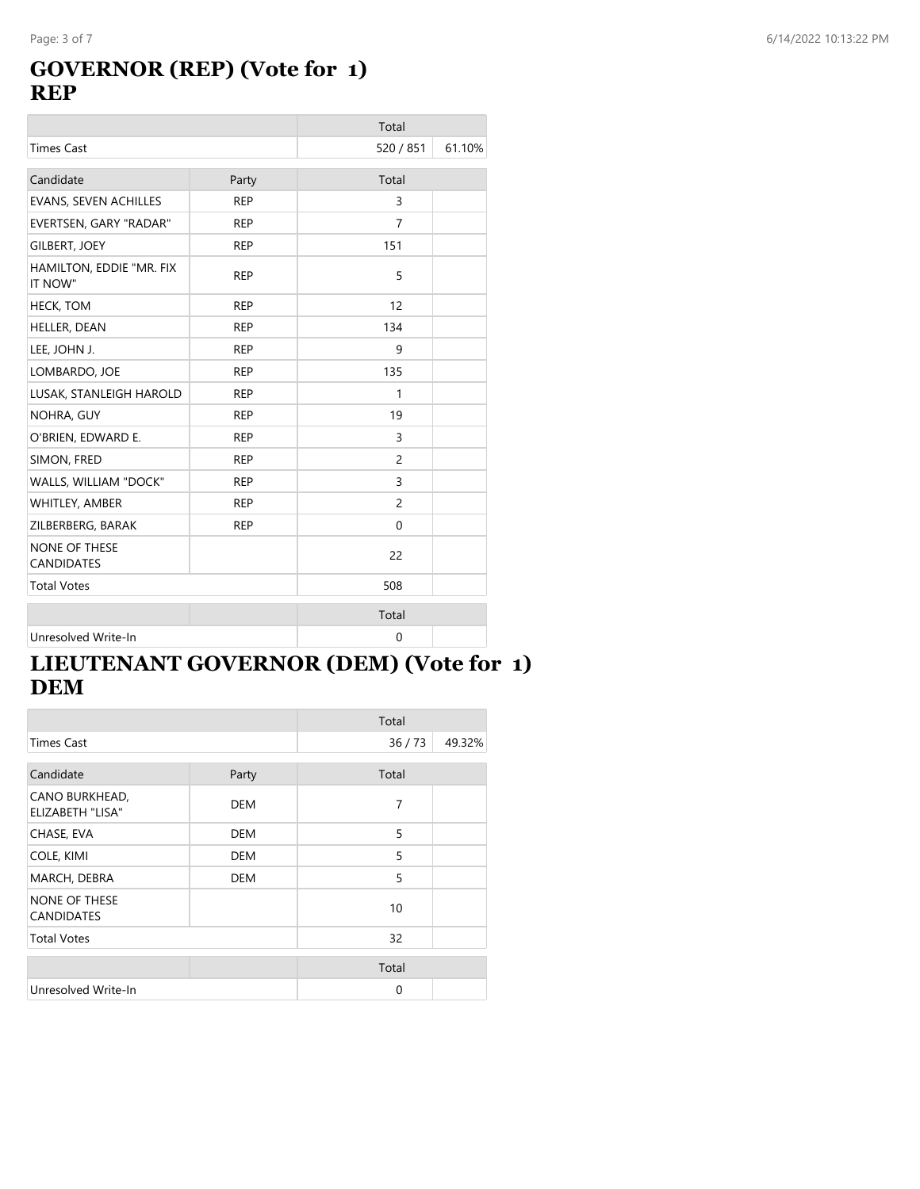## GOVERNOR (REP) (Vote for 1)
## REP

| | | Total | |
|---|---|---|---|
| Times Cast | | 520 / 851 | 61.10% |

| Candidate | Party | Total | |
|---|---|---|---|
| EVANS, SEVEN ACHILLES | REP | 3 | |
| EVERTSEN, GARY "RADAR" | REP | 7 | |
| GILBERT, JOEY | REP | 151 | |
| HAMILTON, EDDIE "MR. FIX IT NOW" | REP | 5 | |
| HECK, TOM | REP | 12 | |
| HELLER, DEAN | REP | 134 | |
| LEE, JOHN J. | REP | 9 | |
| LOMBARDO, JOE | REP | 135 | |
| LUSAK, STANLEIGH HAROLD | REP | 1 | |
| NOHRA, GUY | REP | 19 | |
| O'BRIEN, EDWARD E. | REP | 3 | |
| SIMON, FRED | REP | 2 | |
| WALLS, WILLIAM "DOCK" | REP | 3 | |
| WHITLEY, AMBER | REP | 2 | |
| ZILBERBERG, BARAK | REP | 0 | |
| NONE OF THESE CANDIDATES | | 22 | |
| Total Votes | | 508 | |

| | | Total | |
|---|---|---|---|
| Unresolved Write-In | | 0 | |

## LIEUTENANT GOVERNOR (DEM) (Vote for 1)
## DEM

| | | Total | |
|---|---|---|---|
| Times Cast | | 36 / 73 | 49.32% |

| Candidate | Party | Total | |
|---|---|---|---|
| CANO BURKHEAD, ELIZABETH "LISA" | DEM | 7 | |
| CHASE, EVA | DEM | 5 | |
| COLE, KIMI | DEM | 5 | |
| MARCH, DEBRA | DEM | 5 | |
| NONE OF THESE CANDIDATES | | 10 | |
| Total Votes | | 32 | |

| | | Total | |
|---|---|---|---|
| Unresolved Write-In | | 0 | |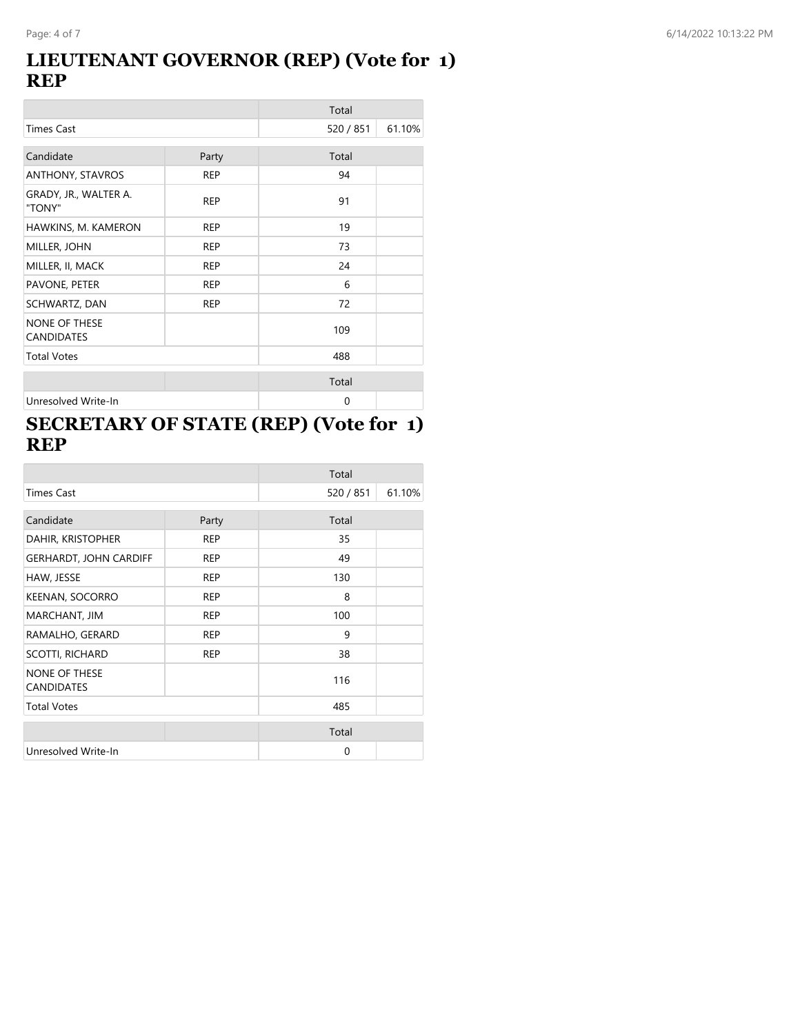# LIEUTENANT GOVERNOR (REP) (Vote for 1) REP

| | | Total | |
|---|---|---|---|
| Times Cast | | 520 / 851 | 61.10% |

| Candidate | Party | Total | |
|---|---|---|---|
| ANTHONY, STAVROS | REP | 94 | |
| GRADY, JR., WALTER A. "TONY" | REP | 91 | |
| HAWKINS, M. KAMERON | REP | 19 | |
| MILLER, JOHN | REP | 73 | |
| MILLER, II, MACK | REP | 24 | |
| PAVONE, PETER | REP | 6 | |
| SCHWARTZ, DAN | REP | 72 | |
| NONE OF THESE CANDIDATES | | 109 | |
| Total Votes | | 488 | |

| | | Total | |
|---|---|---|---|
| Unresolved Write-In | | 0 | |

# SECRETARY OF STATE (REP) (Vote for 1) REP

| | | Total | |
|---|---|---|---|
| Times Cast | | 520 / 851 | 61.10% |

| Candidate | Party | Total | |
|---|---|---|---|
| DAHIR, KRISTOPHER | REP | 35 | |
| GERHARDT, JOHN CARDIFF | REP | 49 | |
| HAW, JESSE | REP | 130 | |
| KEENAN, SOCORRO | REP | 8 | |
| MARCHANT, JIM | REP | 100 | |
| RAMALHO, GERARD | REP | 9 | |
| SCOTTI, RICHARD | REP | 38 | |
| NONE OF THESE CANDIDATES | | 116 | |
| Total Votes | | 485 | |

| | | Total | |
|---|---|---|---|
| Unresolved Write-In | | 0 | |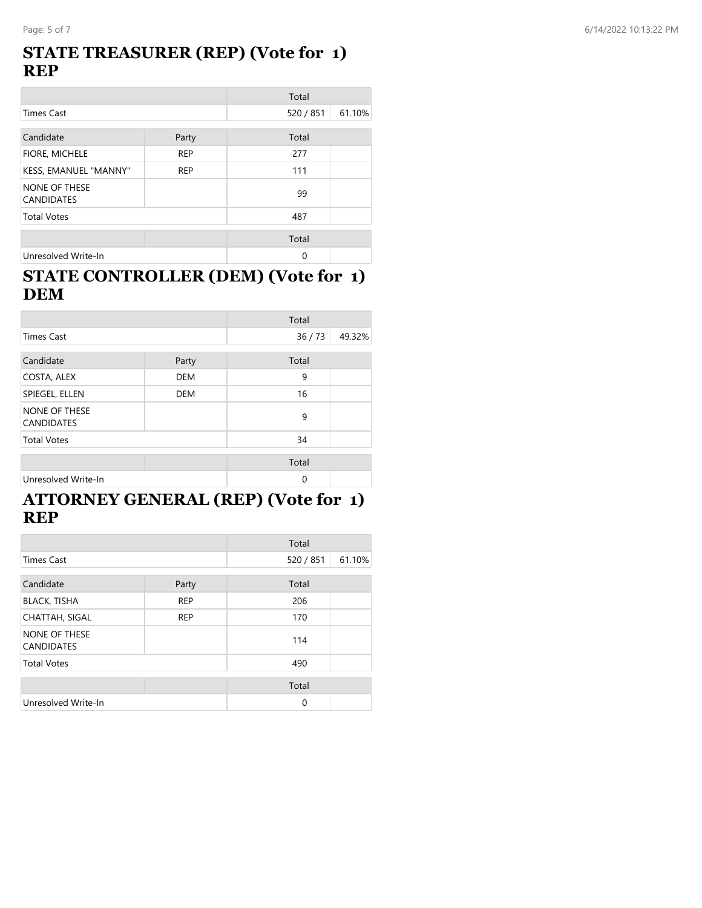## STATE TREASURER (REP) (Vote for 1) REP

| | | Total | |
|---|---|---|---|
| Times Cast | | 520 / 851 | 61.10% |

| Candidate | Party | Total | |
|---|---|---|---|
| FIORE, MICHELE | REP | 277 | |
| KESS, EMANUEL "MANNY" | REP | 111 | |
| NONE OF THESE CANDIDATES | | 99 | |
| Total Votes | | 487 | |

| | | Total | |
|---|---|---|---|
| Unresolved Write-In | | 0 | |

## STATE CONTROLLER (DEM) (Vote for 1) DEM

| | | Total | |
|---|---|---|---|
| Times Cast | | 36 / 73 | 49.32% |

| Candidate | Party | Total | |
|---|---|---|---|
| COSTA, ALEX | DEM | 9 | |
| SPIEGEL, ELLEN | DEM | 16 | |
| NONE OF THESE CANDIDATES | | 9 | |
| Total Votes | | 34 | |

| | | Total | |
|---|---|---|---|
| Unresolved Write-In | | 0 | |

## ATTORNEY GENERAL (REP) (Vote for 1) REP

| | | Total | |
|---|---|---|---|
| Times Cast | | 520 / 851 | 61.10% |

| Candidate | Party | Total | |
|---|---|---|---|
| BLACK, TISHA | REP | 206 | |
| CHATTAH, SIGAL | REP | 170 | |
| NONE OF THESE CANDIDATES | | 114 | |
| Total Votes | | 490 | |

| | | Total | |
|---|---|---|---|
| Unresolved Write-In | | 0 | |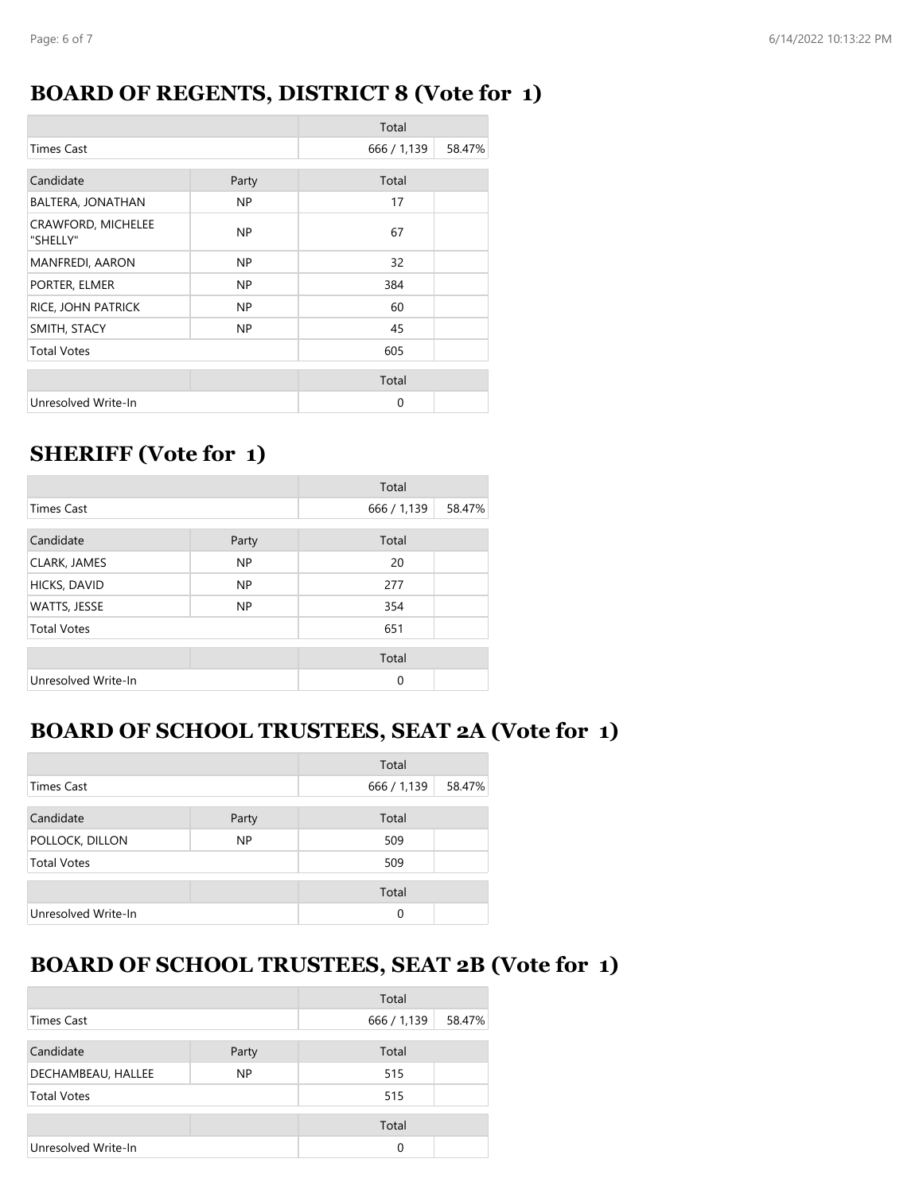## BOARD OF REGENTS, DISTRICT 8 (Vote for 1)

| | | Total | |
|---|---|---|---|
| Times Cast | | 666 / 1,139 | 58.47% |

| Candidate | Party | Total | |
|---|---|---|---|
| BALTERA, JONATHAN | NP | 17 | |
| CRAWFORD, MICHELEE "SHELLY" | NP | 67 | |
| MANFREDI, AARON | NP | 32 | |
| PORTER, ELMER | NP | 384 | |
| RICE, JOHN PATRICK | NP | 60 | |
| SMITH, STACY | NP | 45 | |
| Total Votes | | 605 | |

| | | Total | |
|---|---|---|---|
| Unresolved Write-In | | 0 | |

## SHERIFF (Vote for 1)

| | | Total | |
|---|---|---|---|
| Times Cast | | 666 / 1,139 | 58.47% |

| Candidate | Party | Total | |
|---|---|---|---|
| CLARK, JAMES | NP | 20 | |
| HICKS, DAVID | NP | 277 | |
| WATTS, JESSE | NP | 354 | |
| Total Votes | | 651 | |

| | | Total | |
|---|---|---|---|
| Unresolved Write-In | | 0 | |

## BOARD OF SCHOOL TRUSTEES, SEAT 2A (Vote for 1)

| | | Total | |
|---|---|---|---|
| Times Cast | | 666 / 1,139 | 58.47% |

| Candidate | Party | Total | |
|---|---|---|---|
| POLLOCK, DILLON | NP | 509 | |
| Total Votes | | 509 | |

| | | Total | |
|---|---|---|---|
| Unresolved Write-In | | 0 | |

## BOARD OF SCHOOL TRUSTEES, SEAT 2B (Vote for 1)

| | | Total | |
|---|---|---|---|
| Times Cast | | 666 / 1,139 | 58.47% |

| Candidate | Party | Total | |
|---|---|---|---|
| DECHAMBEAU, HALLEE | NP | 515 | |
| Total Votes | | 515 | |

| | | Total | |
|---|---|---|---|
| Unresolved Write-In | | 0 | |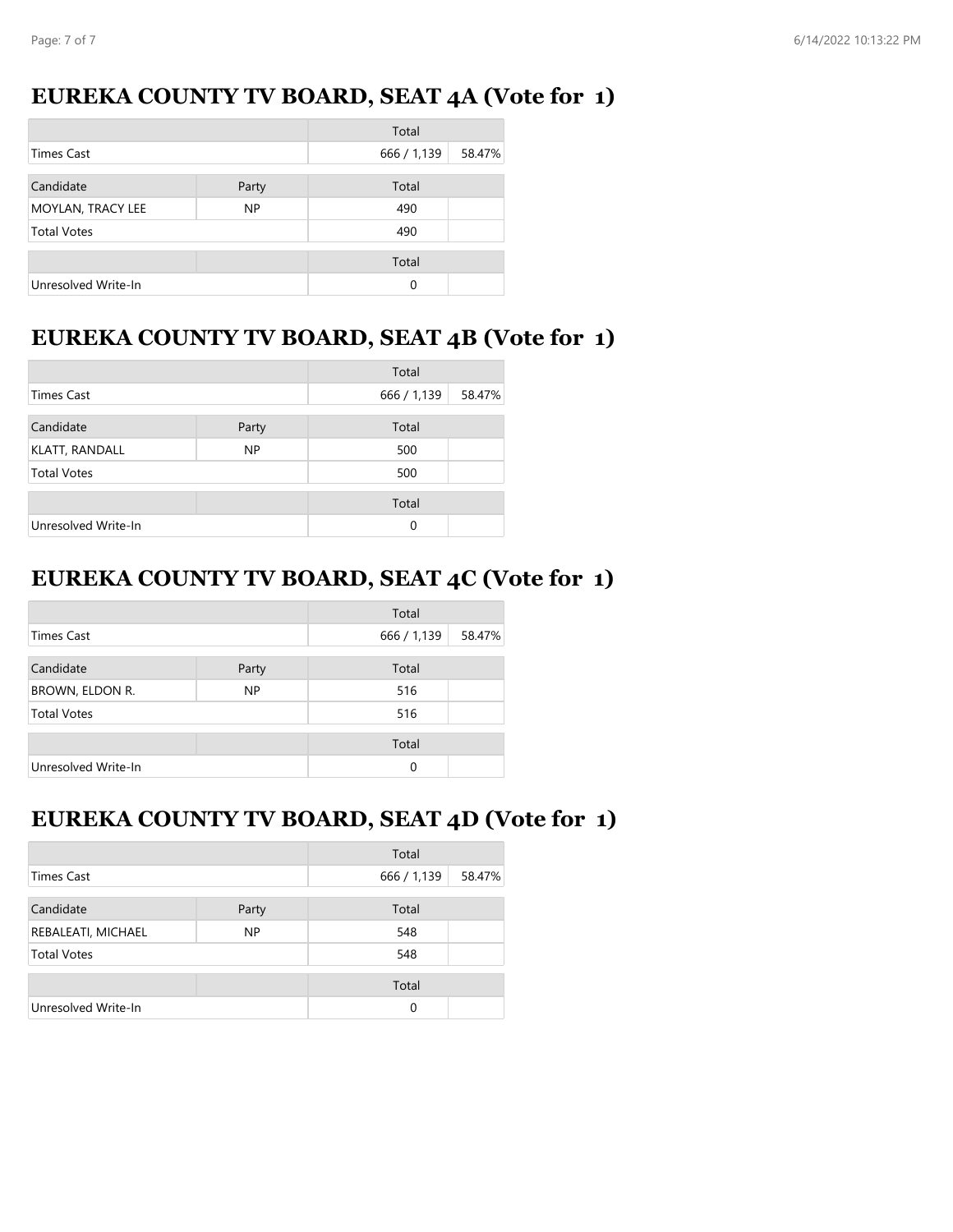## EUREKA COUNTY TV BOARD, SEAT 4A (Vote for 1)

| | | Total | |
|---|---|---|---|
| Times Cast | | 666 / 1,139 | 58.47% |
| Candidate | Party | Total | |
| MOYLAN, TRACY LEE | NP | 490 | |
| Total Votes | | 490 | |
| | | Total | |
| Unresolved Write-In | | 0 | |

## EUREKA COUNTY TV BOARD, SEAT 4B (Vote for 1)

| | | Total | |
|---|---|---|---|
| Times Cast | | 666 / 1,139 | 58.47% |
| Candidate | Party | Total | |
| KLATT, RANDALL | NP | 500 | |
| Total Votes | | 500 | |
| | | Total | |
| Unresolved Write-In | | 0 | |

## EUREKA COUNTY TV BOARD, SEAT 4C (Vote for 1)

| | | Total | |
|---|---|---|---|
| Times Cast | | 666 / 1,139 | 58.47% |
| Candidate | Party | Total | |
| BROWN, ELDON R. | NP | 516 | |
| Total Votes | | 516 | |
| | | Total | |
| Unresolved Write-In | | 0 | |

## EUREKA COUNTY TV BOARD, SEAT 4D (Vote for 1)

| | | Total | |
|---|---|---|---|
| Times Cast | | 666 / 1,139 | 58.47% |
| Candidate | Party | Total | |
| REBALEATI, MICHAEL | NP | 548 | |
| Total Votes | | 548 | |
| | | Total | |
| Unresolved Write-In | | 0 | |